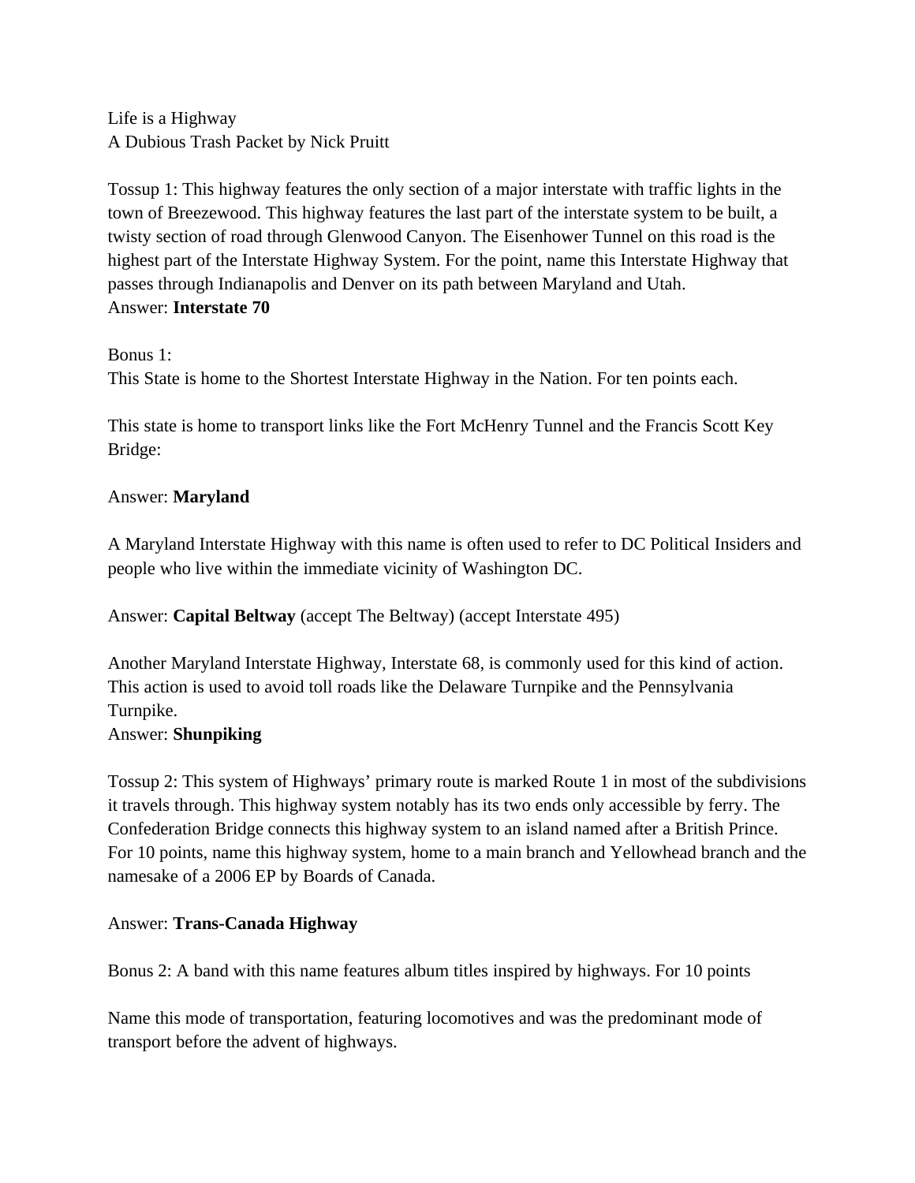Life is a Highway
A Dubious Trash Packet by Nick Pruitt

Tossup 1: This highway features the only section of a major interstate with traffic lights in the town of Breezewood. This highway features the last part of the interstate system to be built, a twisty section of road through Glenwood Canyon. The Eisenhower Tunnel on this road is the highest part of the Interstate Highway System. For the point, name this Interstate Highway that passes through Indianapolis and Denver on its path between Maryland and Utah.
Answer: **Interstate 70**

Bonus 1:
This State is home to the Shortest Interstate Highway in the Nation. For ten points each.

This state is home to transport links like the Fort McHenry Tunnel and the Francis Scott Key Bridge:

Answer: **Maryland**

A Maryland Interstate Highway with this name is often used to refer to DC Political Insiders and people who live within the immediate vicinity of Washington DC.

Answer: **Capital Beltway** (accept The Beltway) (accept Interstate 495)

Another Maryland Interstate Highway, Interstate 68, is commonly used for this kind of action. This action is used to avoid toll roads like the Delaware Turnpike and the Pennsylvania Turnpike.
Answer: **Shunpiking**

Tossup 2: This system of Highways' primary route is marked Route 1 in most of the subdivisions it travels through. This highway system notably has its two ends only accessible by ferry. The Confederation Bridge connects this highway system to an island named after a British Prince. For 10 points, name this highway system, home to a main branch and Yellowhead branch and the namesake of a 2006 EP by Boards of Canada.

Answer: **Trans-Canada Highway**

Bonus 2: A band with this name features album titles inspired by highways. For 10 points

Name this mode of transportation, featuring locomotives and was the predominant mode of transport before the advent of highways.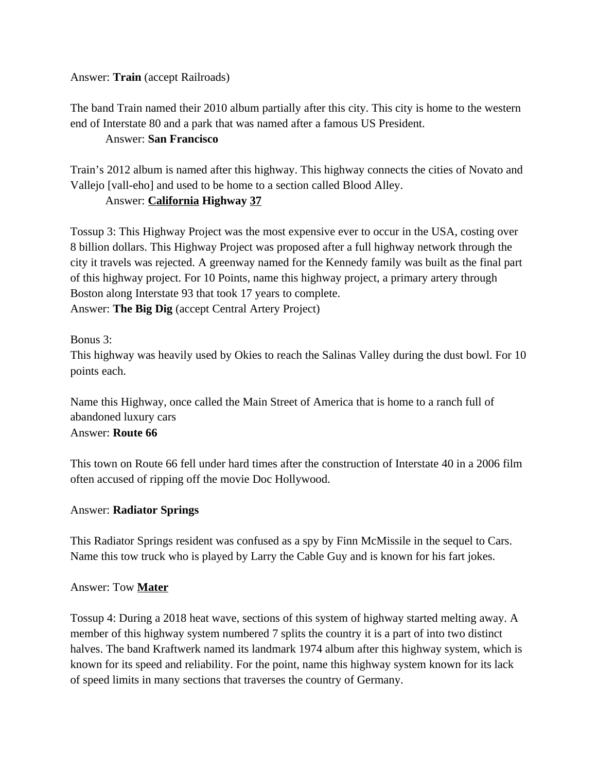Answer: **Train** (accept Railroads)

The band Train named their 2010 album partially after this city. This city is home to the western end of Interstate 80 and a park that was named after a famous US President.

Answer: **San Francisco**

Train's 2012 album is named after this highway. This highway connects the cities of Novato and Vallejo [vall-eho] and used to be home to a section called Blood Alley.

Answer: <u>**California**</u> **Highway** <u>**37**</u>

Tossup 3: This Highway Project was the most expensive ever to occur in the USA, costing over 8 billion dollars. This Highway Project was proposed after a full highway network through the city it travels was rejected. A greenway named for the Kennedy family was built as the final part of this highway project. For 10 Points, name this highway project, a primary artery through Boston along Interstate 93 that took 17 years to complete.

Answer: **The Big Dig** (accept Central Artery Project)

Bonus 3:

This highway was heavily used by Okies to reach the Salinas Valley during the dust bowl. For 10 points each.

Name this Highway, once called the Main Street of America that is home to a ranch full of abandoned luxury cars

Answer: **Route 66**

This town on Route 66 fell under hard times after the construction of Interstate 40 in a 2006 film often accused of ripping off the movie Doc Hollywood.

Answer: **Radiator Springs**

This Radiator Springs resident was confused as a spy by Finn McMissile in the sequel to Cars. Name this tow truck who is played by Larry the Cable Guy and is known for his fart jokes.

Answer: Tow <u>**Mater**</u>

Tossup 4: During a 2018 heat wave, sections of this system of highway started melting away. A member of this highway system numbered 7 splits the country it is a part of into two distinct halves. The band Kraftwerk named its landmark 1974 album after this highway system, which is known for its speed and reliability. For the point, name this highway system known for its lack of speed limits in many sections that traverses the country of Germany.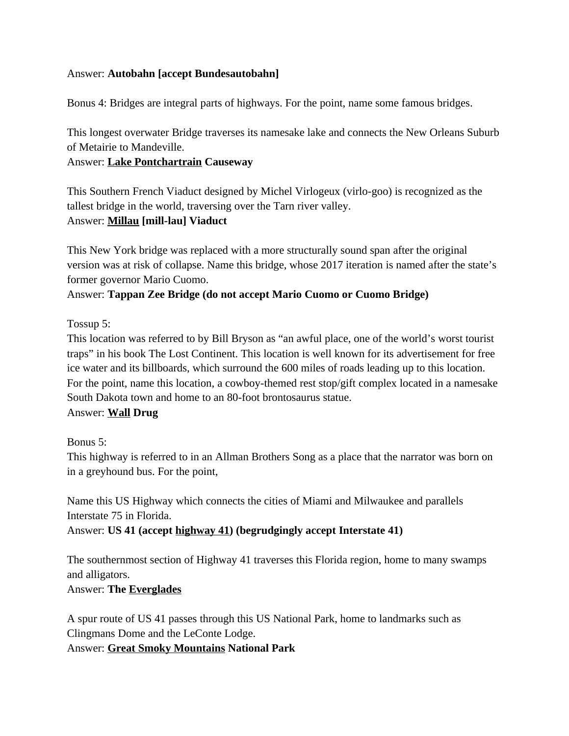Answer: **Autobahn [accept Bundesautobahn]**

Bonus 4: Bridges are integral parts of highways. For the point, name some famous bridges.

This longest overwater Bridge traverses its namesake lake and connects the New Orleans Suburb of Metairie to Mandeville.
Answer: **<u>Lake Pontchartrain</u> Causeway**

This Southern French Viaduct designed by Michel Virlogeux (virlo-goo) is recognized as the tallest bridge in the world, traversing over the Tarn river valley.
Answer: **<u>Millau</u> [mill-lau] Viaduct**

This New York bridge was replaced with a more structurally sound span after the original version was at risk of collapse. Name this bridge, whose 2017 iteration is named after the state's former governor Mario Cuomo.
Answer: **Tappan Zee Bridge (do not accept Mario Cuomo or Cuomo Bridge)**

Tossup 5:
This location was referred to by Bill Bryson as "an awful place, one of the world's worst tourist traps" in his book The Lost Continent. This location is well known for its advertisement for free ice water and its billboards, which surround the 600 miles of roads leading up to this location. For the point, name this location, a cowboy-themed rest stop/gift complex located in a namesake South Dakota town and home to an 80-foot brontosaurus statue.
Answer: **<u>Wall</u> Drug**

Bonus 5:
This highway is referred to in an Allman Brothers Song as a place that the narrator was born on in a greyhound bus. For the point,

Name this US Highway which connects the cities of Miami and Milwaukee and parallels Interstate 75 in Florida.
Answer: **US 41 (accept <u>highway 41</u>) (begrudgingly accept Interstate 41)**

The southernmost section of Highway 41 traverses this Florida region, home to many swamps and alligators.
Answer: **The <u>Everglades</u>**

A spur route of US 41 passes through this US National Park, home to landmarks such as Clingmans Dome and the LeConte Lodge.
Answer: **<u>Great Smoky Mountains</u> National Park**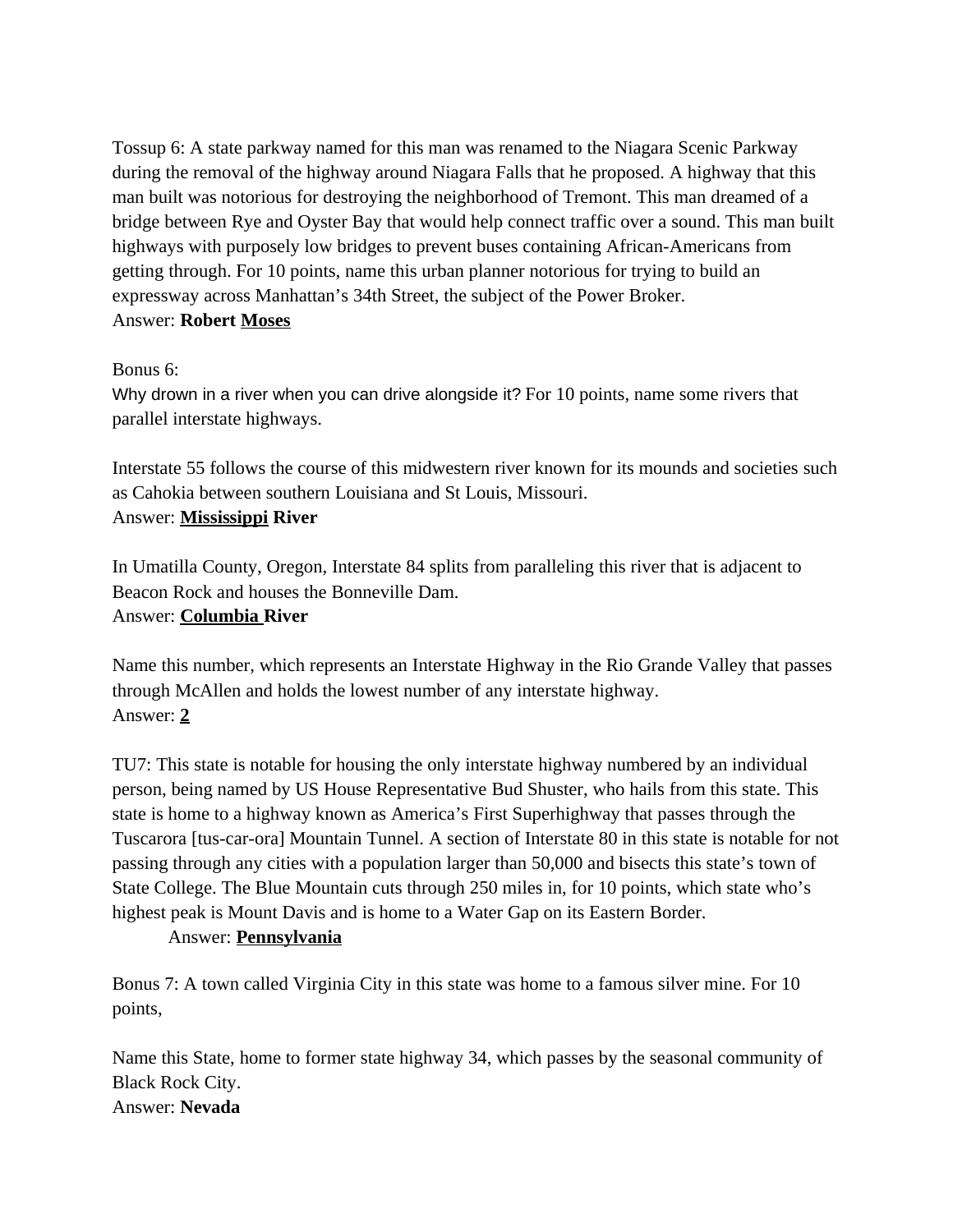Tossup 6: A state parkway named for this man was renamed to the Niagara Scenic Parkway during the removal of the highway around Niagara Falls that he proposed. A highway that this man built was notorious for destroying the neighborhood of Tremont. This man dreamed of a bridge between Rye and Oyster Bay that would help connect traffic over a sound. This man built highways with purposely low bridges to prevent buses containing African-Americans from getting through. For 10 points, name this urban planner notorious for trying to build an expressway across Manhattan's 34th Street, the subject of the Power Broker.
Answer: **Robert <u>Moses</u>**

Bonus 6:
Why drown in a river when you can drive alongside it? For 10 points, name some rivers that parallel interstate highways.

Interstate 55 follows the course of this midwestern river known for its mounds and societies such as Cahokia between southern Louisiana and St Louis, Missouri.
Answer: **<u>Mississippi</u> River**

In Umatilla County, Oregon, Interstate 84 splits from paralleling this river that is adjacent to Beacon Rock and houses the Bonneville Dam.
Answer: **<u>Columbia</u> River**

Name this number, which represents an Interstate Highway in the Rio Grande Valley that passes through McAllen and holds the lowest number of any interstate highway.
Answer: **<u>2</u>**

TU7: This state is notable for housing the only interstate highway numbered by an individual person, being named by US House Representative Bud Shuster, who hails from this state. This state is home to a highway known as America's First Superhighway that passes through the Tuscarora [tus-car-ora] Mountain Tunnel. A section of Interstate 80 in this state is notable for not passing through any cities with a population larger than 50,000 and bisects this state's town of State College. The Blue Mountain cuts through 250 miles in, for 10 points, which state who's highest peak is Mount Davis and is home to a Water Gap on its Eastern Border.
Answer: **<u>Pennsylvania</u>**

Bonus 7: A town called Virginia City in this state was home to a famous silver mine. For 10 points,

Name this State, home to former state highway 34, which passes by the seasonal community of Black Rock City.
Answer: **Nevada**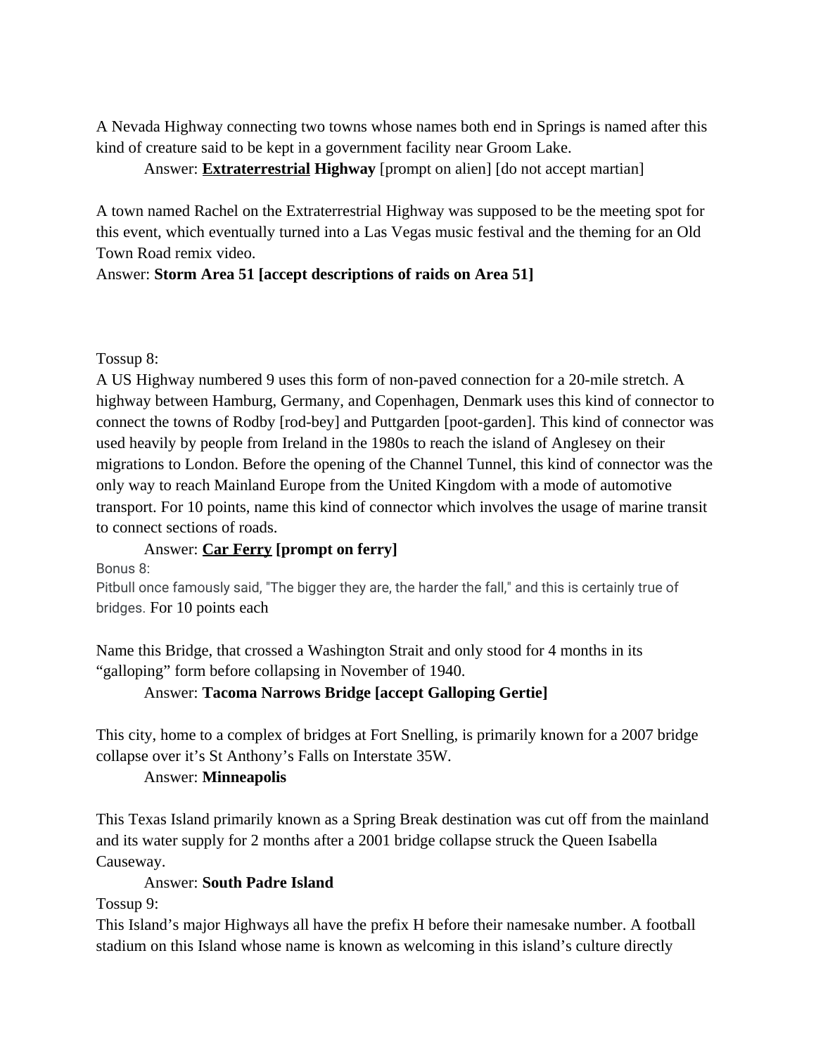A Nevada Highway connecting two towns whose names both end in Springs is named after this kind of creature said to be kept in a government facility near Groom Lake.

Answer: **<u>Extraterrestrial</u> Highway** [prompt on alien] [do not accept martian]

A town named Rachel on the Extraterrestrial Highway was supposed to be the meeting spot for this event, which eventually turned into a Las Vegas music festival and the theming for an Old Town Road remix video.

Answer: **Storm Area 51 [accept descriptions of raids on Area 51]**

Tossup 8:

A US Highway numbered 9 uses this form of non-paved connection for a 20-mile stretch. A highway between Hamburg, Germany, and Copenhagen, Denmark uses this kind of connector to connect the towns of Rodby [rod-bey] and Puttgarden [poot-garden]. This kind of connector was used heavily by people from Ireland in the 1980s to reach the island of Anglesey on their migrations to London. Before the opening of the Channel Tunnel, this kind of connector was the only way to reach Mainland Europe from the United Kingdom with a mode of automotive transport. For 10 points, name this kind of connector which involves the usage of marine transit to connect sections of roads.

Answer: **<u>Car Ferry</u> [prompt on ferry]**

Bonus 8:

Pitbull once famously said, "The bigger they are, the harder the fall," and this is certainly true of bridges. For 10 points each

Name this Bridge, that crossed a Washington Strait and only stood for 4 months in its "galloping" form before collapsing in November of 1940.

Answer: **Tacoma Narrows Bridge [accept Galloping Gertie]**

This city, home to a complex of bridges at Fort Snelling, is primarily known for a 2007 bridge collapse over it's St Anthony's Falls on Interstate 35W.

Answer: **Minneapolis**

This Texas Island primarily known as a Spring Break destination was cut off from the mainland and its water supply for 2 months after a 2001 bridge collapse struck the Queen Isabella Causeway.

Answer: **South Padre Island**

Tossup 9:

This Island's major Highways all have the prefix H before their namesake number. A football stadium on this Island whose name is known as welcoming in this island's culture directly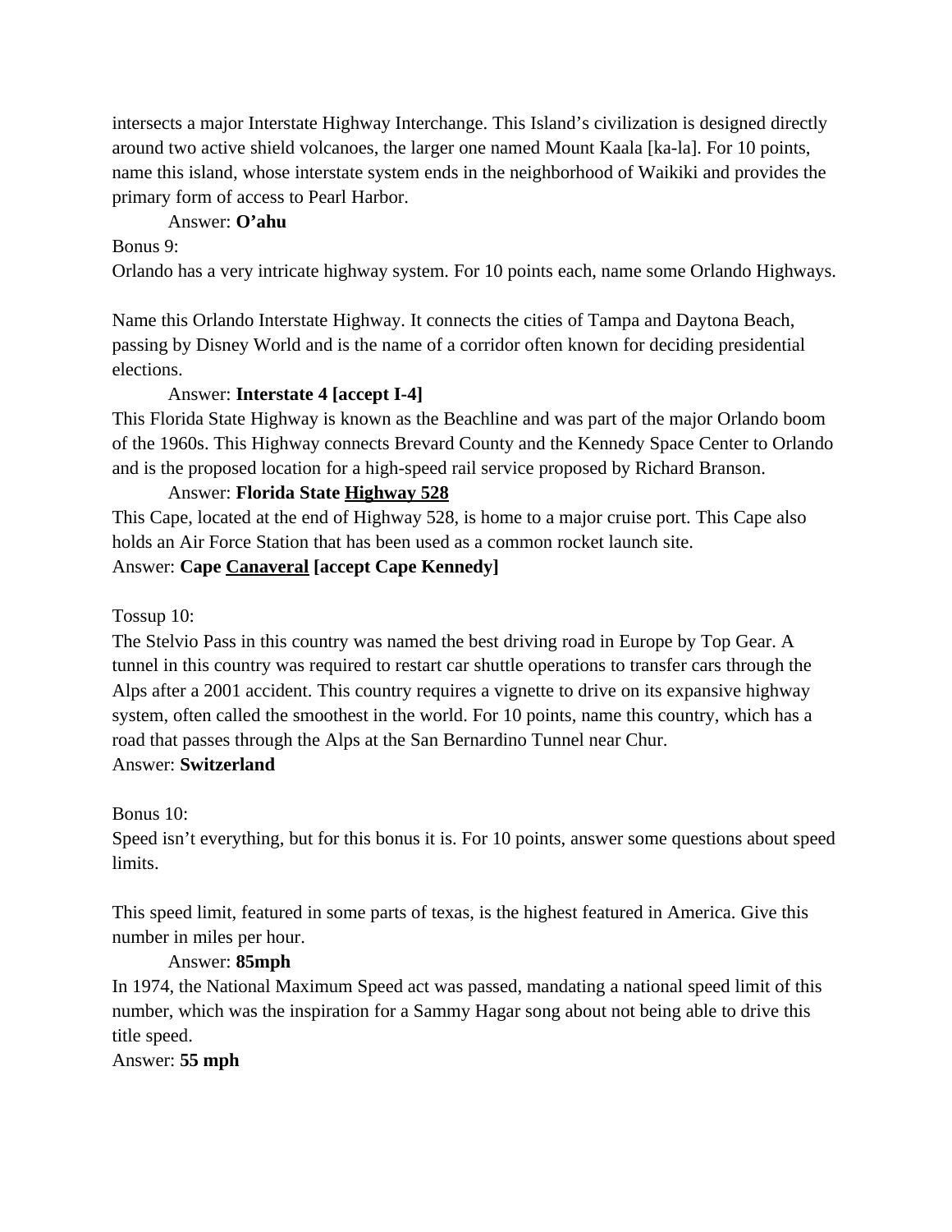intersects a major Interstate Highway Interchange. This Island's civilization is designed directly around two active shield volcanoes, the larger one named Mount Kaala [ka-la]. For 10 points, name this island, whose interstate system ends in the neighborhood of Waikiki and provides the primary form of access to Pearl Harbor.

Answer: **O'ahu**

Bonus 9:

Orlando has a very intricate highway system. For 10 points each, name some Orlando Highways.

Name this Orlando Interstate Highway. It connects the cities of Tampa and Daytona Beach, passing by Disney World and is the name of a corridor often known for deciding presidential elections.

Answer: **Interstate 4 [accept I-4]**

This Florida State Highway is known as the Beachline and was part of the major Orlando boom of the 1960s. This Highway connects Brevard County and the Kennedy Space Center to Orlando and is the proposed location for a high-speed rail service proposed by Richard Branson.

Answer: **Florida State <u>Highway 528</u>**

This Cape, located at the end of Highway 528, is home to a major cruise port. This Cape also holds an Air Force Station that has been used as a common rocket launch site.

Answer: **Cape <u>Canaveral</u> [accept Cape Kennedy]**

Tossup 10:

The Stelvio Pass in this country was named the best driving road in Europe by Top Gear. A tunnel in this country was required to restart car shuttle operations to transfer cars through the Alps after a 2001 accident. This country requires a vignette to drive on its expansive highway system, often called the smoothest in the world. For 10 points, name this country, which has a road that passes through the Alps at the San Bernardino Tunnel near Chur.

Answer: **Switzerland**

Bonus 10:

Speed isn't everything, but for this bonus it is. For 10 points, answer some questions about speed limits.

This speed limit, featured in some parts of texas, is the highest featured in America. Give this number in miles per hour.

Answer: **85mph**

In 1974, the National Maximum Speed act was passed, mandating a national speed limit of this number, which was the inspiration for a Sammy Hagar song about not being able to drive this title speed.

Answer: **55 mph**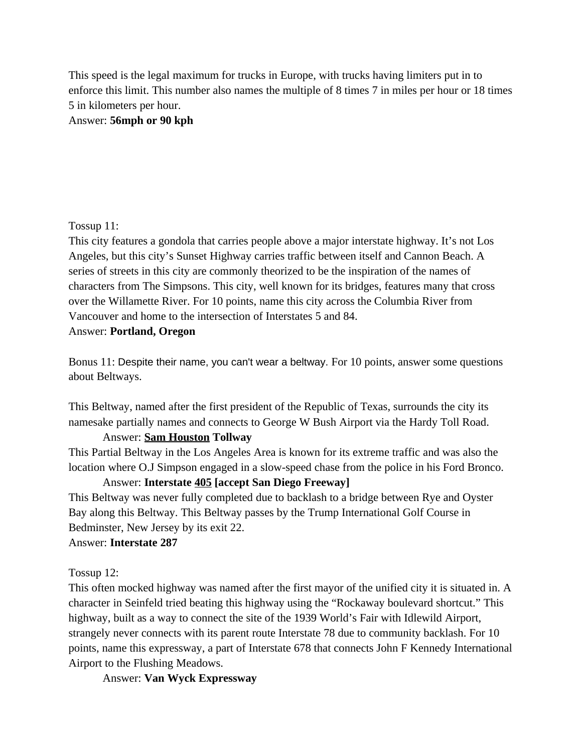This speed is the legal maximum for trucks in Europe, with trucks having limiters put in to enforce this limit. This number also names the multiple of 8 times 7 in miles per hour or 18 times 5 in kilometers per hour.
Answer: **56mph or 90 kph**

Tossup 11:
This city features a gondola that carries people above a major interstate highway. It's not Los Angeles, but this city's Sunset Highway carries traffic between itself and Cannon Beach. A series of streets in this city are commonly theorized to be the inspiration of the names of characters from The Simpsons. This city, well known for its bridges, features many that cross over the Willamette River. For 10 points, name this city across the Columbia River from Vancouver and home to the intersection of Interstates 5 and 84.
Answer: **Portland, Oregon**

Bonus 11: Despite their name, you can't wear a beltway. For 10 points, answer some questions about Beltways.

This Beltway, named after the first president of the Republic of Texas, surrounds the city its namesake partially names and connects to George W Bush Airport via the Hardy Toll Road.

Answer: **<u>Sam Houston</u> Tollway**

This Partial Beltway in the Los Angeles Area is known for its extreme traffic and was also the location where O.J Simpson engaged in a slow-speed chase from the police in his Ford Bronco.

Answer: **Interstate <u>405</u> [accept San Diego Freeway]**

This Beltway was never fully completed due to backlash to a bridge between Rye and Oyster Bay along this Beltway. This Beltway passes by the Trump International Golf Course in Bedminster, New Jersey by its exit 22.
Answer: **Interstate 287**

Tossup 12:
This often mocked highway was named after the first mayor of the unified city it is situated in. A character in Seinfeld tried beating this highway using the "Rockaway boulevard shortcut." This highway, built as a way to connect the site of the 1939 World's Fair with Idlewild Airport, strangely never connects with its parent route Interstate 78 due to community backlash. For 10 points, name this expressway, a part of Interstate 678 that connects John F Kennedy International Airport to the Flushing Meadows.

Answer: **Van Wyck Expressway**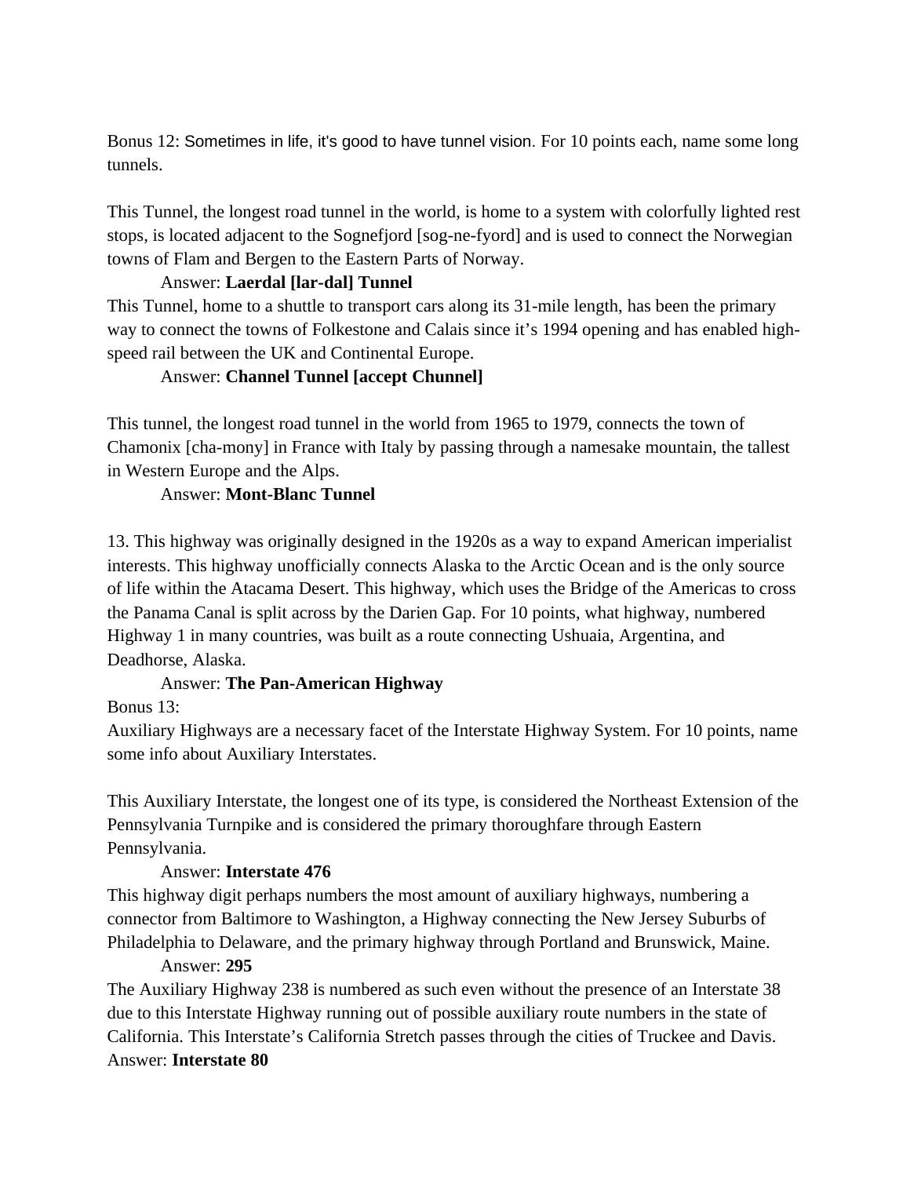Bonus 12: Sometimes in life, it's good to have tunnel vision. For 10 points each, name some long tunnels.

This Tunnel, the longest road tunnel in the world, is home to a system with colorfully lighted rest stops, is located adjacent to the Sognefjord [sog-ne-fyord] and is used to connect the Norwegian towns of Flam and Bergen to the Eastern Parts of Norway.

Answer: **Laerdal [lar-dal] Tunnel**

This Tunnel, home to a shuttle to transport cars along its 31-mile length, has been the primary way to connect the towns of Folkestone and Calais since it's 1994 opening and has enabled high-speed rail between the UK and Continental Europe.

Answer: **Channel Tunnel [accept Chunnel]**

This tunnel, the longest road tunnel in the world from 1965 to 1979, connects the town of Chamonix [cha-mony] in France with Italy by passing through a namesake mountain, the tallest in Western Europe and the Alps.

Answer: **Mont-Blanc Tunnel**

13. This highway was originally designed in the 1920s as a way to expand American imperialist interests. This highway unofficially connects Alaska to the Arctic Ocean and is the only source of life within the Atacama Desert. This highway, which uses the Bridge of the Americas to cross the Panama Canal is split across by the Darien Gap. For 10 points, what highway, numbered Highway 1 in many countries, was built as a route connecting Ushuaia, Argentina, and Deadhorse, Alaska.

Answer: **The Pan-American Highway**

Bonus 13:

Auxiliary Highways are a necessary facet of the Interstate Highway System. For 10 points, name some info about Auxiliary Interstates.

This Auxiliary Interstate, the longest one of its type, is considered the Northeast Extension of the Pennsylvania Turnpike and is considered the primary thoroughfare through Eastern Pennsylvania.

Answer: **Interstate 476**

This highway digit perhaps numbers the most amount of auxiliary highways, numbering a connector from Baltimore to Washington, a Highway connecting the New Jersey Suburbs of Philadelphia to Delaware, and the primary highway through Portland and Brunswick, Maine.

Answer: **295**

The Auxiliary Highway 238 is numbered as such even without the presence of an Interstate 38 due to this Interstate Highway running out of possible auxiliary route numbers in the state of California. This Interstate's California Stretch passes through the cities of Truckee and Davis.

Answer: **Interstate 80**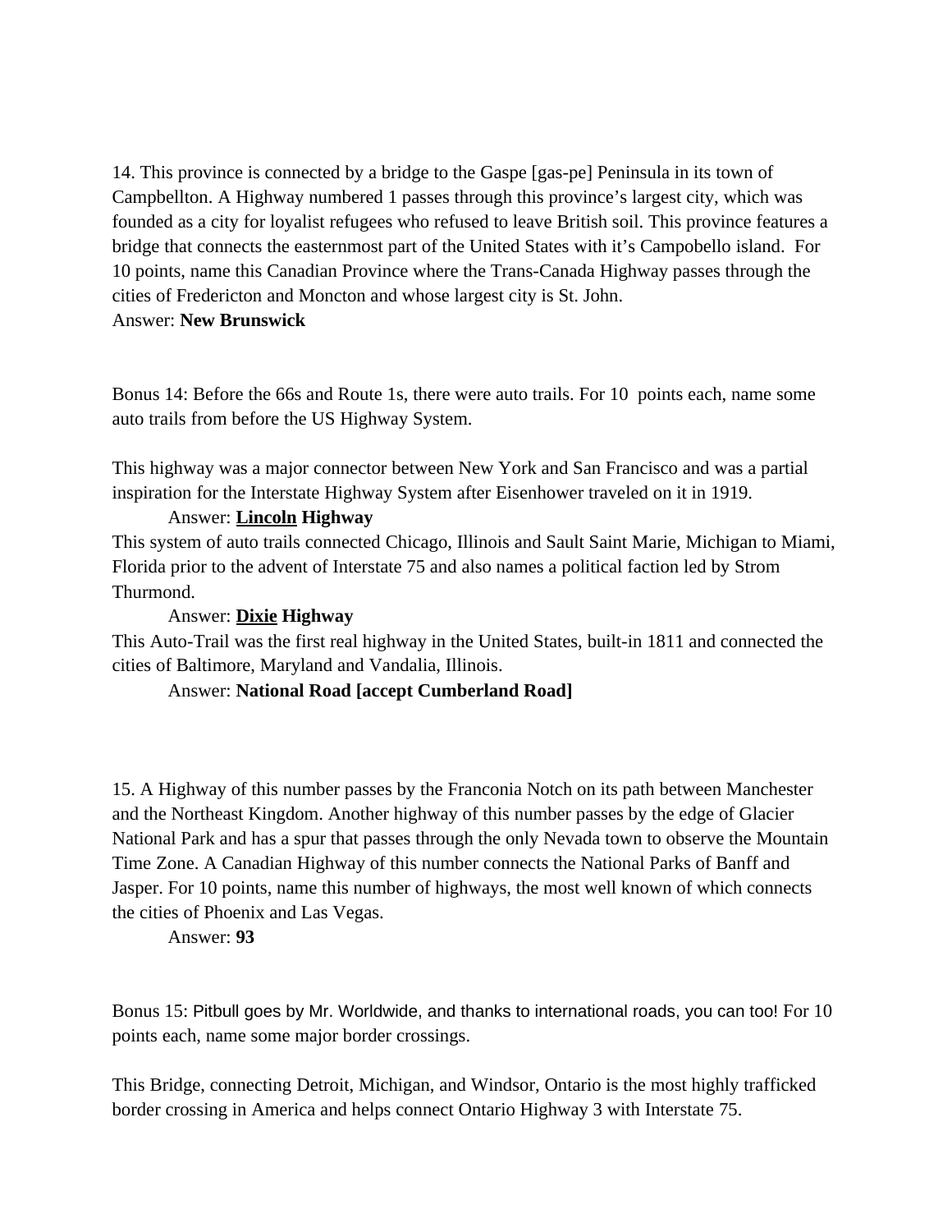14. This province is connected by a bridge to the Gaspe [gas-pe] Peninsula in its town of Campbellton. A Highway numbered 1 passes through this province's largest city, which was founded as a city for loyalist refugees who refused to leave British soil. This province features a bridge that connects the easternmost part of the United States with it's Campobello island. For 10 points, name this Canadian Province where the Trans-Canada Highway passes through the cities of Fredericton and Moncton and whose largest city is St. John.
Answer: **New Brunswick**

Bonus 14: Before the 66s and Route 1s, there were auto trails. For 10 points each, name some auto trails from before the US Highway System.

This highway was a major connector between New York and San Francisco and was a partial inspiration for the Interstate Highway System after Eisenhower traveled on it in 1919.

Answer: **<u>Lincoln</u> Highway**

This system of auto trails connected Chicago, Illinois and Sault Saint Marie, Michigan to Miami, Florida prior to the advent of Interstate 75 and also names a political faction led by Strom Thurmond.

Answer: **<u>Dixie</u> Highway**

This Auto-Trail was the first real highway in the United States, built-in 1811 and connected the cities of Baltimore, Maryland and Vandalia, Illinois.

Answer: **National Road [accept Cumberland Road]**

15. A Highway of this number passes by the Franconia Notch on its path between Manchester and the Northeast Kingdom. Another highway of this number passes by the edge of Glacier National Park and has a spur that passes through the only Nevada town to observe the Mountain Time Zone. A Canadian Highway of this number connects the National Parks of Banff and Jasper. For 10 points, name this number of highways, the most well known of which connects the cities of Phoenix and Las Vegas.

Answer: **93**

Bonus 15: Pitbull goes by Mr. Worldwide, and thanks to international roads, you can too! For 10 points each, name some major border crossings.

This Bridge, connecting Detroit, Michigan, and Windsor, Ontario is the most highly trafficked border crossing in America and helps connect Ontario Highway 3 with Interstate 75.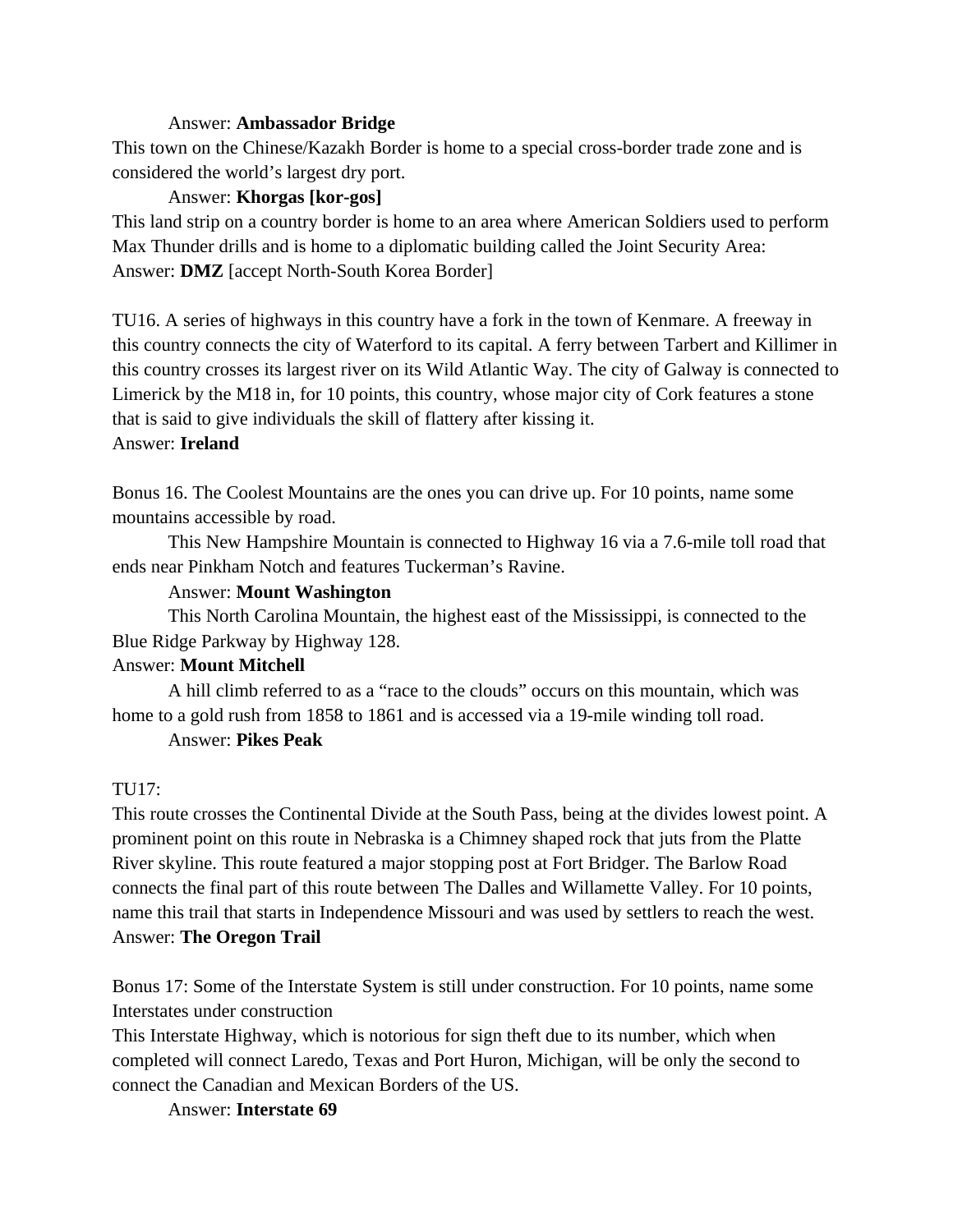Answer: **Ambassador Bridge**

This town on the Chinese/Kazakh Border is home to a special cross-border trade zone and is considered the world's largest dry port.

Answer: **Khorgas [kor-gos]**

This land strip on a country border is home to an area where American Soldiers used to perform Max Thunder drills and is home to a diplomatic building called the Joint Security Area:

Answer: **DMZ** [accept North-South Korea Border]

TU16. A series of highways in this country have a fork in the town of Kenmare. A freeway in this country connects the city of Waterford to its capital. A ferry between Tarbert and Killimer in this country crosses its largest river on its Wild Atlantic Way. The city of Galway is connected to Limerick by the M18 in, for 10 points, this country, whose major city of Cork features a stone that is said to give individuals the skill of flattery after kissing it.

Answer: **Ireland**

Bonus 16. The Coolest Mountains are the ones you can drive up. For 10 points, name some mountains accessible by road.

This New Hampshire Mountain is connected to Highway 16 via a 7.6-mile toll road that ends near Pinkham Notch and features Tuckerman's Ravine.

Answer: **Mount Washington**

This North Carolina Mountain, the highest east of the Mississippi, is connected to the Blue Ridge Parkway by Highway 128.

Answer: **Mount Mitchell**

A hill climb referred to as a "race to the clouds" occurs on this mountain, which was home to a gold rush from 1858 to 1861 and is accessed via a 19-mile winding toll road.

Answer: **Pikes Peak**

TU17:

This route crosses the Continental Divide at the South Pass, being at the divides lowest point. A prominent point on this route in Nebraska is a Chimney shaped rock that juts from the Platte River skyline. This route featured a major stopping post at Fort Bridger. The Barlow Road connects the final part of this route between The Dalles and Willamette Valley. For 10 points, name this trail that starts in Independence Missouri and was used by settlers to reach the west.

Answer: **The Oregon Trail**

Bonus 17: Some of the Interstate System is still under construction. For 10 points, name some Interstates under construction

This Interstate Highway, which is notorious for sign theft due to its number, which when completed will connect Laredo, Texas and Port Huron, Michigan, will be only the second to connect the Canadian and Mexican Borders of the US.

Answer: **Interstate 69**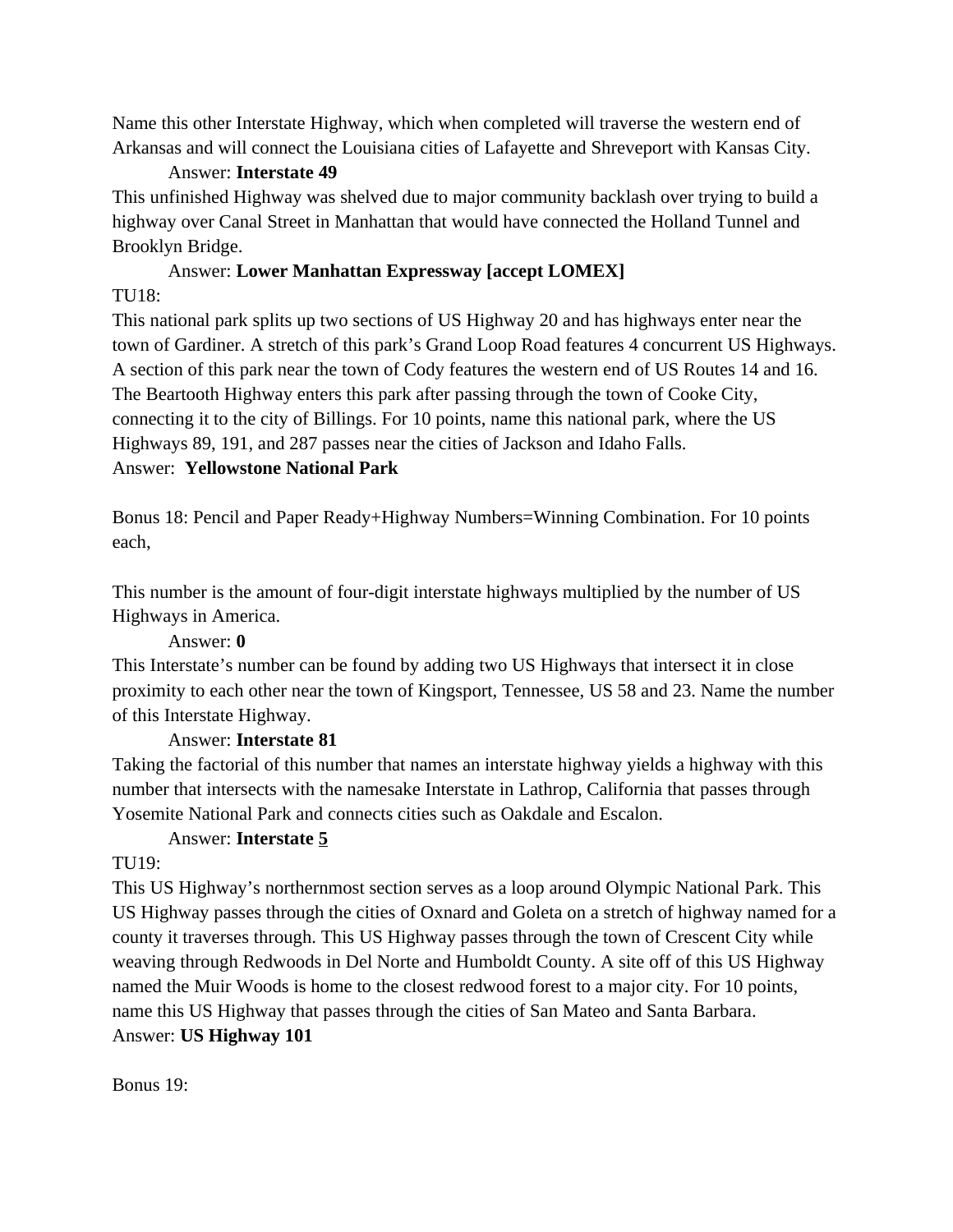Name this other Interstate Highway, which when completed will traverse the western end of Arkansas and will connect the Louisiana cities of Lafayette and Shreveport with Kansas City.

Answer: **Interstate 49**

This unfinished Highway was shelved due to major community backlash over trying to build a highway over Canal Street in Manhattan that would have connected the Holland Tunnel and Brooklyn Bridge.

Answer: **Lower Manhattan Expressway [accept LOMEX]**

TU18:

This national park splits up two sections of US Highway 20 and has highways enter near the town of Gardiner. A stretch of this park's Grand Loop Road features 4 concurrent US Highways. A section of this park near the town of Cody features the western end of US Routes 14 and 16. The Beartooth Highway enters this park after passing through the town of Cooke City, connecting it to the city of Billings. For 10 points, name this national park, where the US Highways 89, 191, and 287 passes near the cities of Jackson and Idaho Falls.

Answer: **Yellowstone National Park**

Bonus 18: Pencil and Paper Ready+Highway Numbers=Winning Combination. For 10 points each,

This number is the amount of four-digit interstate highways multiplied by the number of US Highways in America.

Answer: **0**

This Interstate's number can be found by adding two US Highways that intersect it in close proximity to each other near the town of Kingsport, Tennessee, US 58 and 23. Name the number of this Interstate Highway.

Answer: **Interstate 81**

Taking the factorial of this number that names an interstate highway yields a highway with this number that intersects with the namesake Interstate in Lathrop, California that passes through Yosemite National Park and connects cities such as Oakdale and Escalon.

Answer: **Interstate <u>5</u>**

TU19:

This US Highway's northernmost section serves as a loop around Olympic National Park. This US Highway passes through the cities of Oxnard and Goleta on a stretch of highway named for a county it traverses through. This US Highway passes through the town of Crescent City while weaving through Redwoods in Del Norte and Humboldt County. A site off of this US Highway named the Muir Woods is home to the closest redwood forest to a major city. For 10 points, name this US Highway that passes through the cities of San Mateo and Santa Barbara.

Answer: **US Highway 101**

Bonus 19: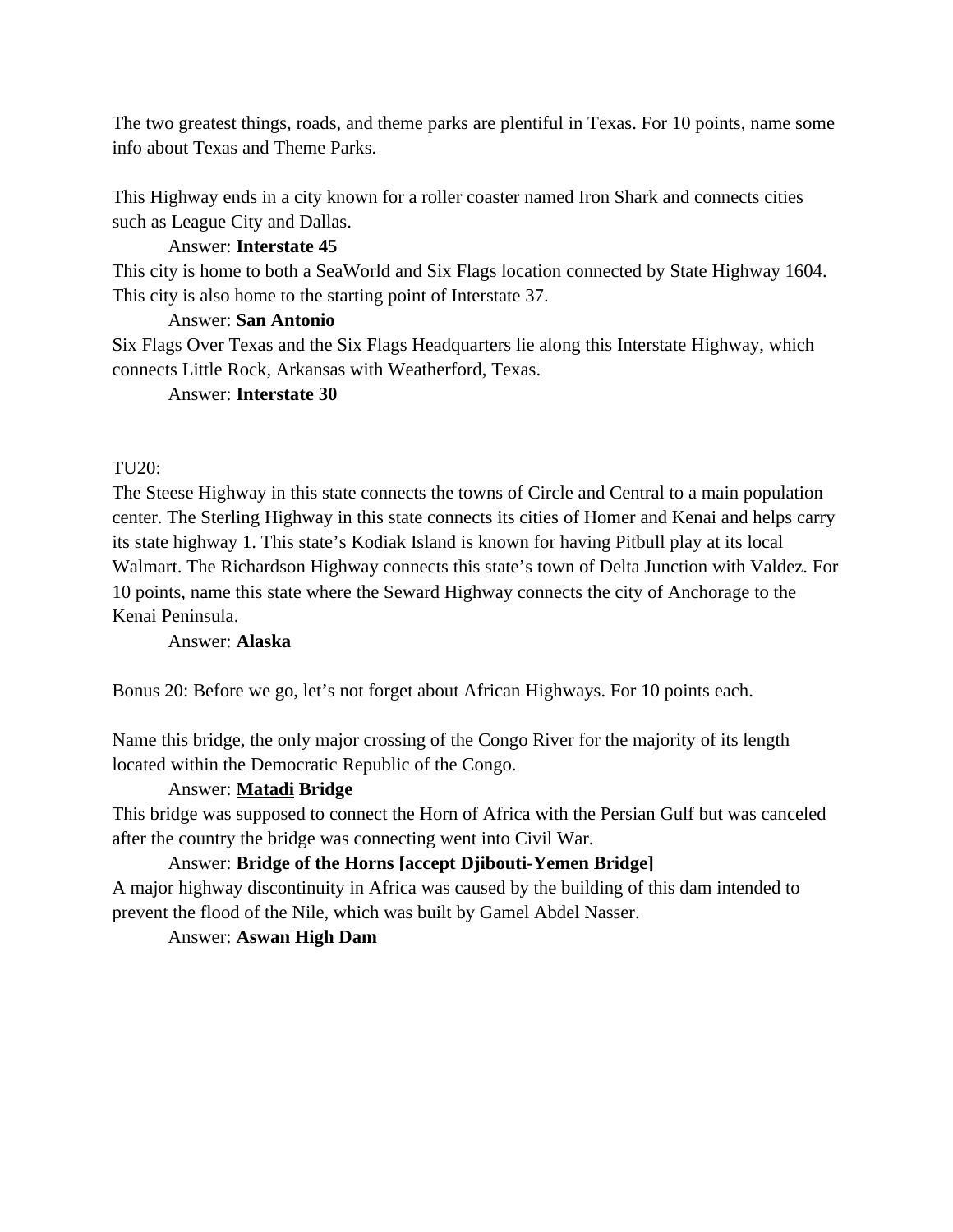The two greatest things, roads, and theme parks are plentiful in Texas. For 10 points, name some info about Texas and Theme Parks.

This Highway ends in a city known for a roller coaster named Iron Shark and connects cities such as League City and Dallas.

Answer: **Interstate 45**

This city is home to both a SeaWorld and Six Flags location connected by State Highway 1604. This city is also home to the starting point of Interstate 37.

Answer: **San Antonio**

Six Flags Over Texas and the Six Flags Headquarters lie along this Interstate Highway, which connects Little Rock, Arkansas with Weatherford, Texas.

Answer: **Interstate 30**

TU20:

The Steese Highway in this state connects the towns of Circle and Central to a main population center. The Sterling Highway in this state connects its cities of Homer and Kenai and helps carry its state highway 1. This state's Kodiak Island is known for having Pitbull play at its local Walmart. The Richardson Highway connects this state's town of Delta Junction with Valdez. For 10 points, name this state where the Seward Highway connects the city of Anchorage to the Kenai Peninsula.

Answer: **Alaska**

Bonus 20: Before we go, let's not forget about African Highways. For 10 points each.

Name this bridge, the only major crossing of the Congo River for the majority of its length located within the Democratic Republic of the Congo.

Answer: **<u>Matadi</u> Bridge**

This bridge was supposed to connect the Horn of Africa with the Persian Gulf but was canceled after the country the bridge was connecting went into Civil War.

Answer: **Bridge of the Horns [accept Djibouti-Yemen Bridge]**

A major highway discontinuity in Africa was caused by the building of this dam intended to prevent the flood of the Nile, which was built by Gamel Abdel Nasser.

Answer: **Aswan High Dam**